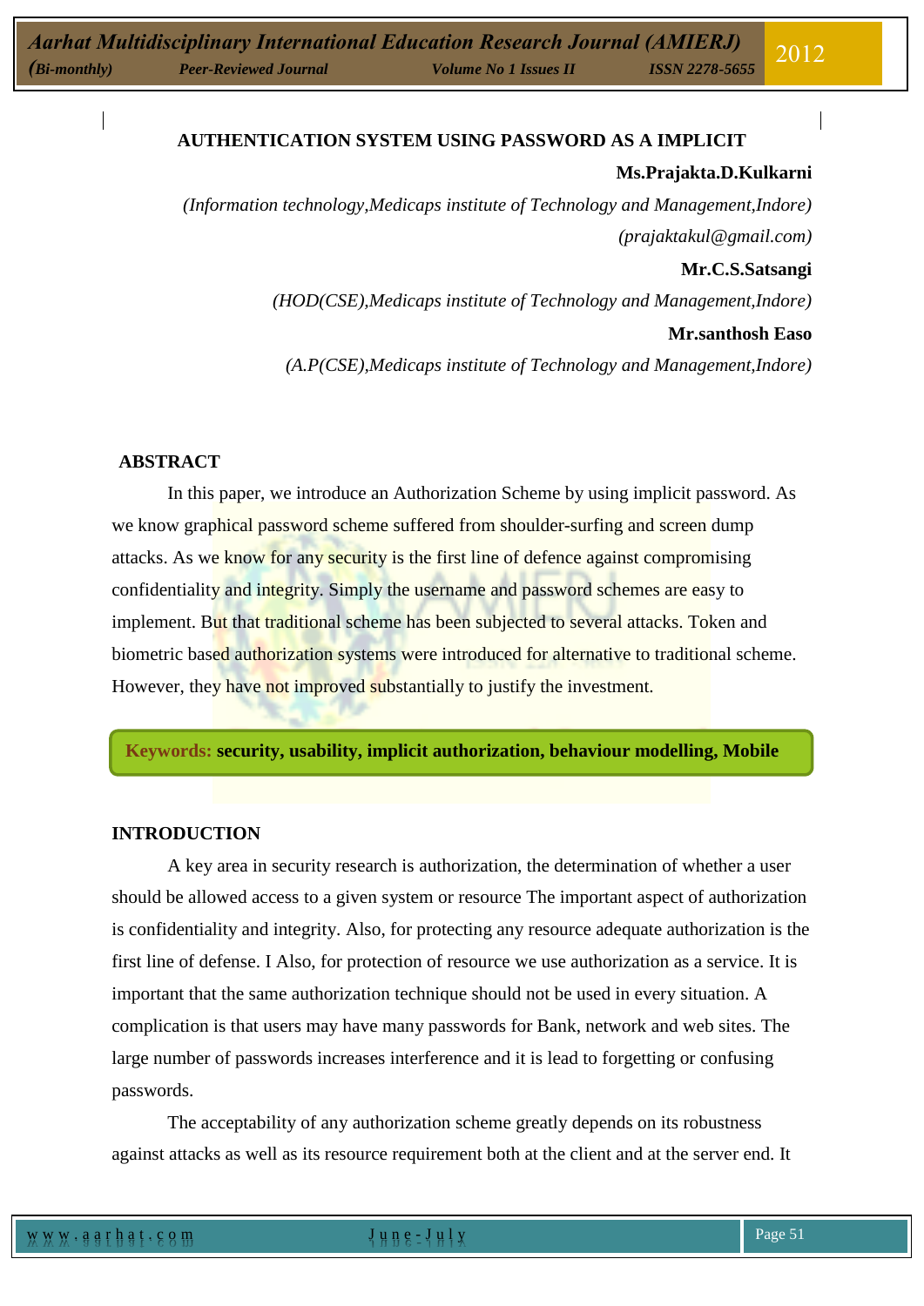# AUTHENTICATION SYSTEM USING PASSWORD AS A IMPLICIT

**Ms.Prajakta.D.Kulkarni**

*(Information technology,Medicaps institute of Technology and Management,Indore)*

*(prajaktakul@gmail.com)*

**Mr.C.S.Satsangi**

*(HOD(CSE),Medicaps institute of Technology and Management,Indore)*

**Mr.santhosh Easo**

*(A.P(CSE),Medicaps institute of Technology and Management,Indore)*

## ABSTRACT

In this paper, we introduce an Authorization Scheme by using implicit password. As we know graphical password scheme suffered from shoulder-surfing and screen dump attacks. As we know for any security is the first line of defence against compromising confidentiality and integrity. Simply the username and password schemes are easy to implement. But that traditional scheme has been subjected to several attacks. Token and biometric based authorization systems were introduced for alternative to traditional scheme. However, they have not improved substantially to justify the investment.

**Keywords: security, usability, implicit authorization, behaviour modelling, Mobile**

## INTRODUCTION

A key area in security research is authorization, the determination of whether a user should be allowed access to a given system or resource The important aspect of authorization is confidentiality and integrity. Also, for protecting any resource adequate authorization is the first line of defense. I Also, for protection of resource we use authorization as a service. It is important that the same authorization technique should not be used in every situation. A complication is that users may have many passwords for Bank, network and web sites. The large number of passwords increases interference and it is lead to forgetting or confusing passwords.

The acceptability of any authorization scheme greatly depends on its robustness against attacks as well as its resource requirement both at the client and at the server end. It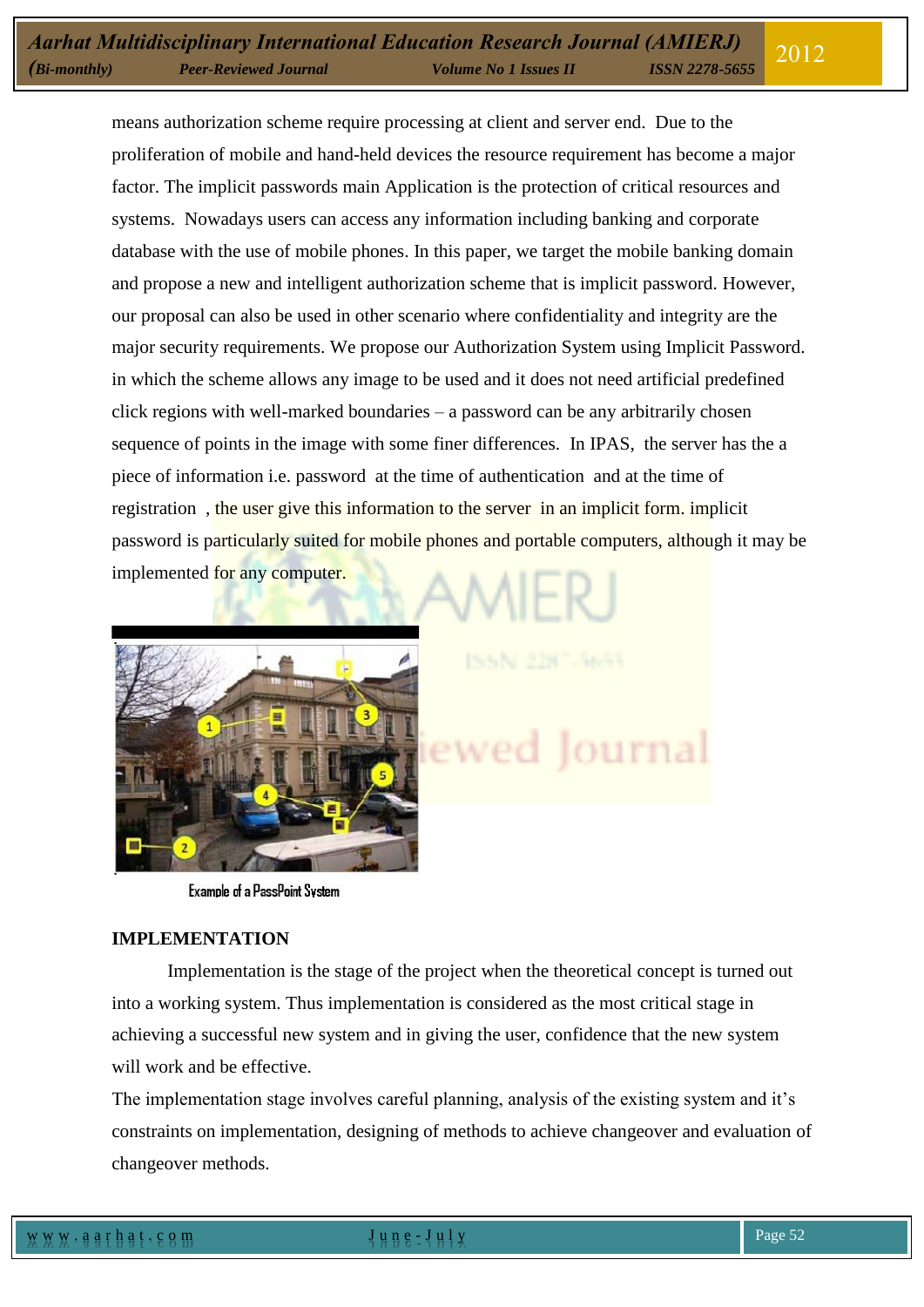means authorization scheme require processing at client and server end. Due to the proliferation of mobile and hand-held devices the resource requirement has become a major factor. The implicit passwords main Application is the protection of critical resources and systems. Nowadays users can access any information including banking and corporate database with the use of mobile phones. In this paper, we target the mobile banking domain and propose a new and intelligent authorization scheme that is implicit password. However, our proposal can also be used in other scenario where confidentiality and integrity are the major security requirements. We propose our Authorization System using Implicit Password. in which the scheme allows any image to be used and it does not need artificial predefined click regions with well-marked boundaries – a password can be any arbitrarily chosen sequence of points in the image with some finer differences. In IPAS, the server has the a piece of information i.e. password at the time of authentication and at the time of registration , the user give this information to the server in an implicit form. implicit password is particularly suited for mobile phones and portable computers, although it may be implemented for any computer.

Example of a PassPoint System

## IMPLEMENTATION

Implementation is the stage of the project when the theoretical concept is turned out into a working system. Thus implementation is considered as the most critical stage in achieving a successful new system and in giving the user, confidence that the new system will work and be effective.

The implementation stage involves careful planning, analysis of the existing system and it's constraints on implementation, designing of methods to achieve changeover and evaluation of changeover methods.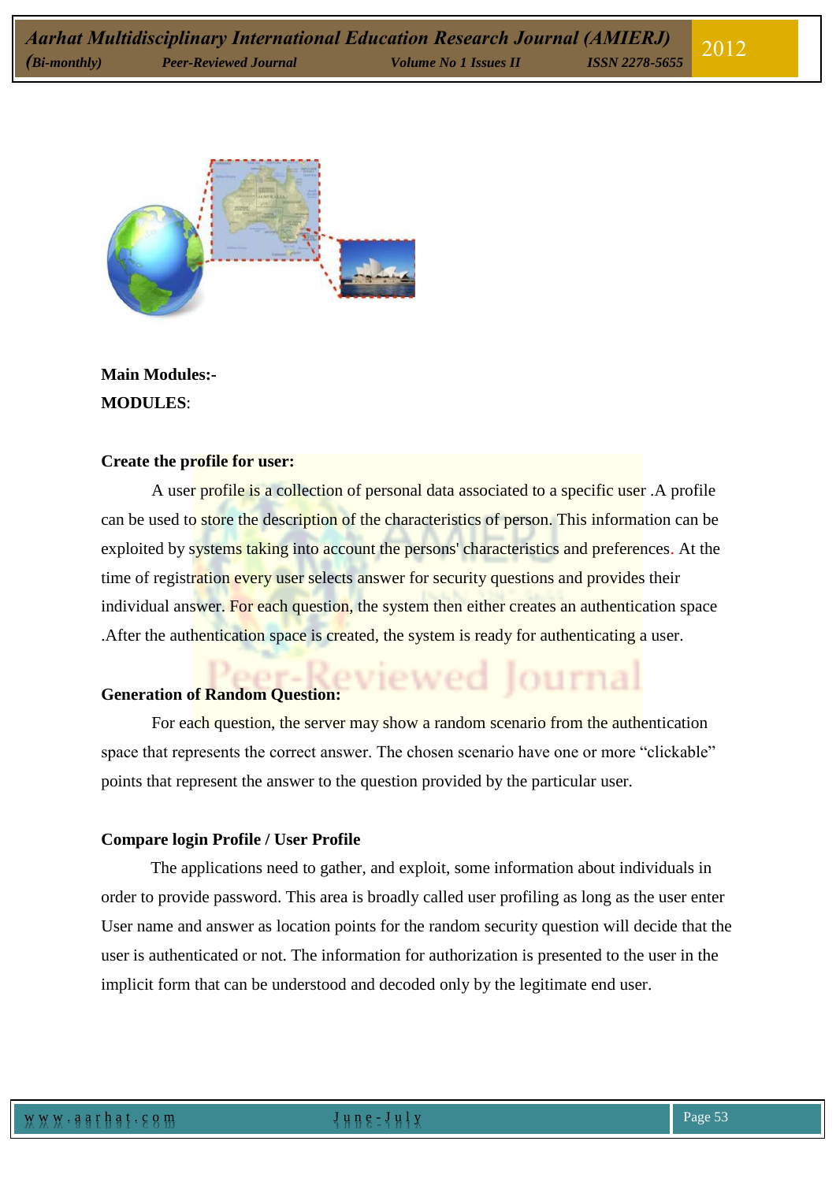**Main Modules:-**

**MODULES**:

**Create the profile for user:**

A user profile is a collection of personal data associated to a specific user .A profile can be used to store the description of the characteristics of person. This information can be exploited by systems taking into account the persons' characteristics and preferences. At the time of registration every user selects answer for security questions and provides their individual answer. For each question, the system then either creates an authentication space .After the authentication space is created, the system is ready for authenticating a user.

**Generation of Random Question:**

For each question, the server may show a random scenario from the authentication space that represents the correct answer. The chosen scenario have one or more “clickable” points that represent the answer to the question provided by the particular user.

**Compare login Profile / User Profile**

The applications need to gather, and exploit, some information about individuals in order to provide password. This area is broadly called user profiling as long as the user enter User name and answer as location points for the random security question will decide that the user is authenticated or not. The information for authorization is presented to the user in the implicit form that can be understood and decoded only by the legitimate end user.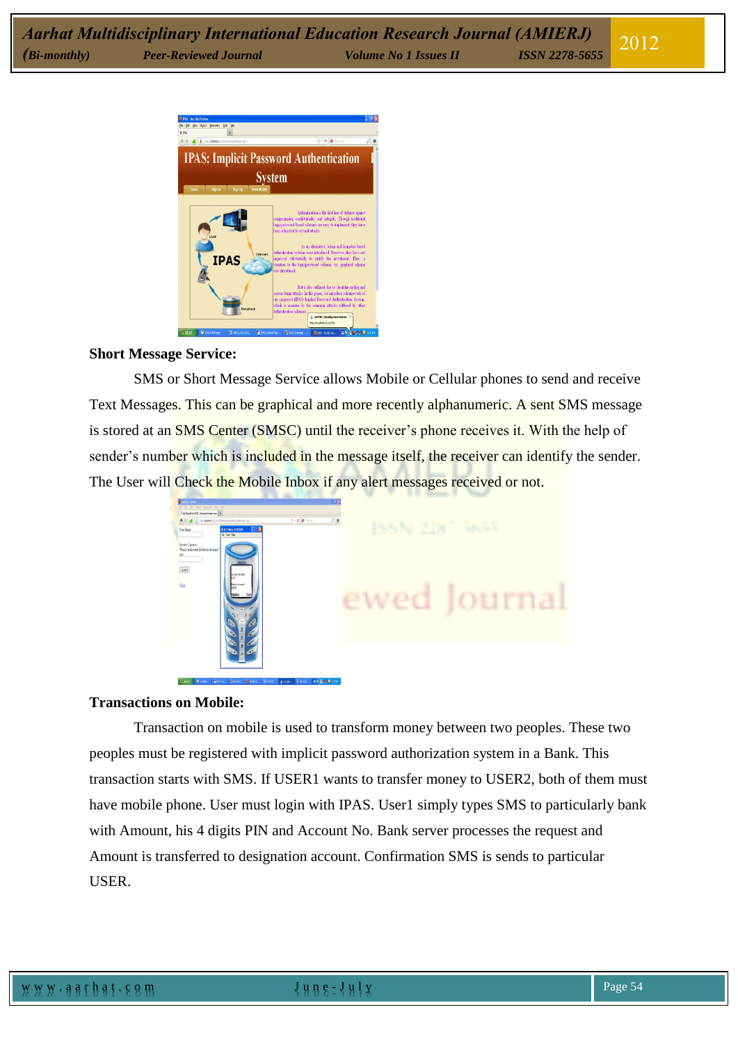**Short Message Service:**

SMS or Short Message Service allows Mobile or Cellular phones to send and receive Text Messages. This can be graphical and more recently alphanumeric. A sent SMS message is stored at an SMS Center (SMSC) until the receiver's phone receives it. With the help of sender's number which is included in the message itself, the receiver can identify the sender. The User will Check the Mobile Inbox if any alert messages received or not.

**Transactions on Mobile:**

Transaction on mobile is used to transform money between two peoples. These two peoples must be registered with implicit password authorization system in a Bank. This transaction starts with SMS. If USER1 wants to transfer money to USER2, both of them must have mobile phone. User must login with IPAS. User1 simply types SMS to particularly bank with Amount, his 4 digits PIN and Account No. Bank server processes the request and Amount is transferred to designation account. Confirmation SMS is sends to particular USER.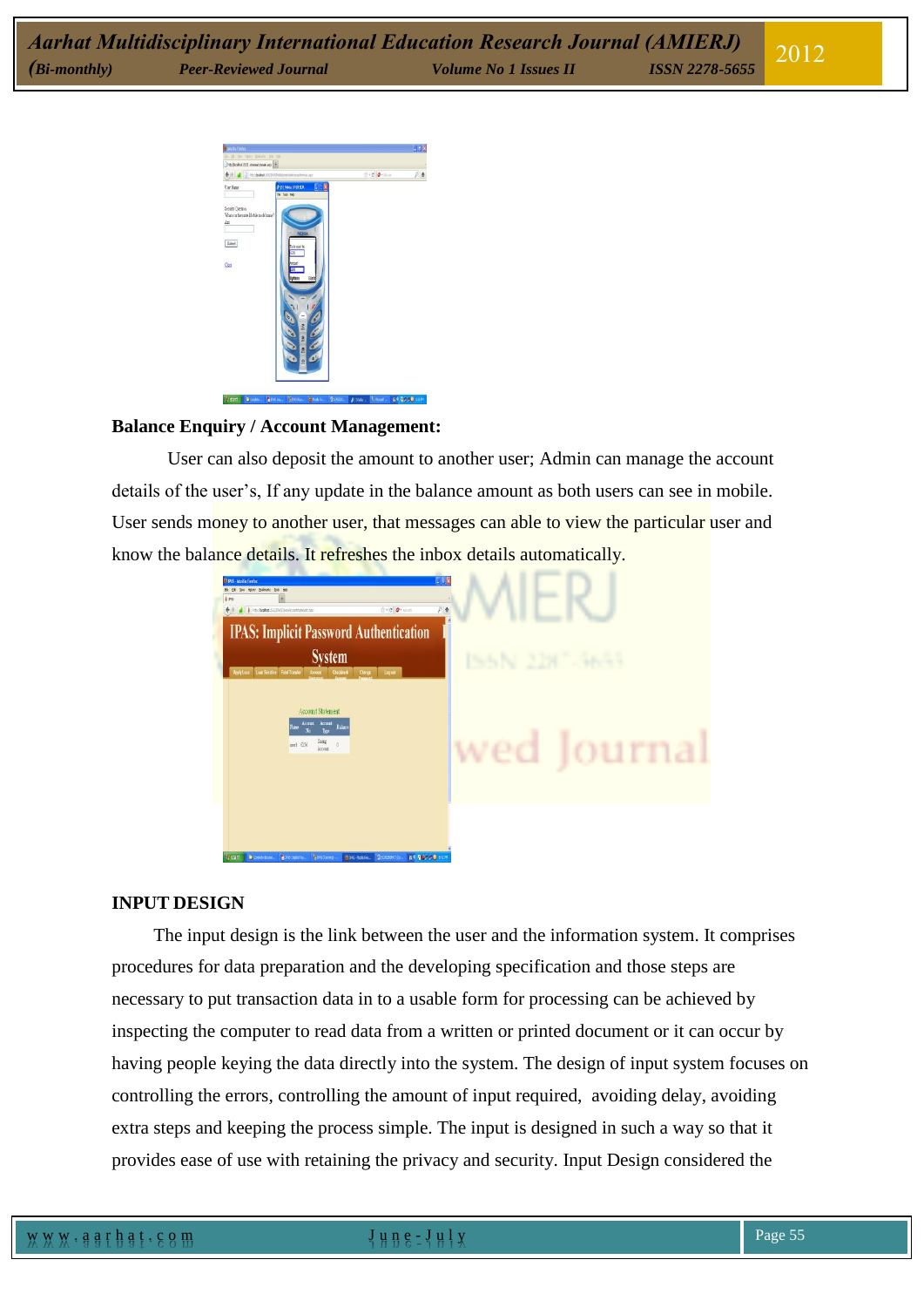**Balance Enquiry / Account Management:**

User can also deposit the amount to another user; Admin can manage the account details of the user's, If any update in the balance amount as both users can see in mobile. User sends money to another user, that messages can able to view the particular user and know the balance details. It refreshes the inbox details automatically.

**INPUT DESIGN**

The input design is the link between the user and the information system. It comprises procedures for data preparation and the developing specification and those steps are necessary to put transaction data in to a usable form for processing can be achieved by inspecting the computer to read data from a written or printed document or it can occur by having people keying the data directly into the system. The design of input system focuses on controlling the errors, controlling the amount of input required, avoiding delay, avoiding extra steps and keeping the process simple. The input is designed in such a way so that it provides ease of use with retaining the privacy and security. Input Design considered the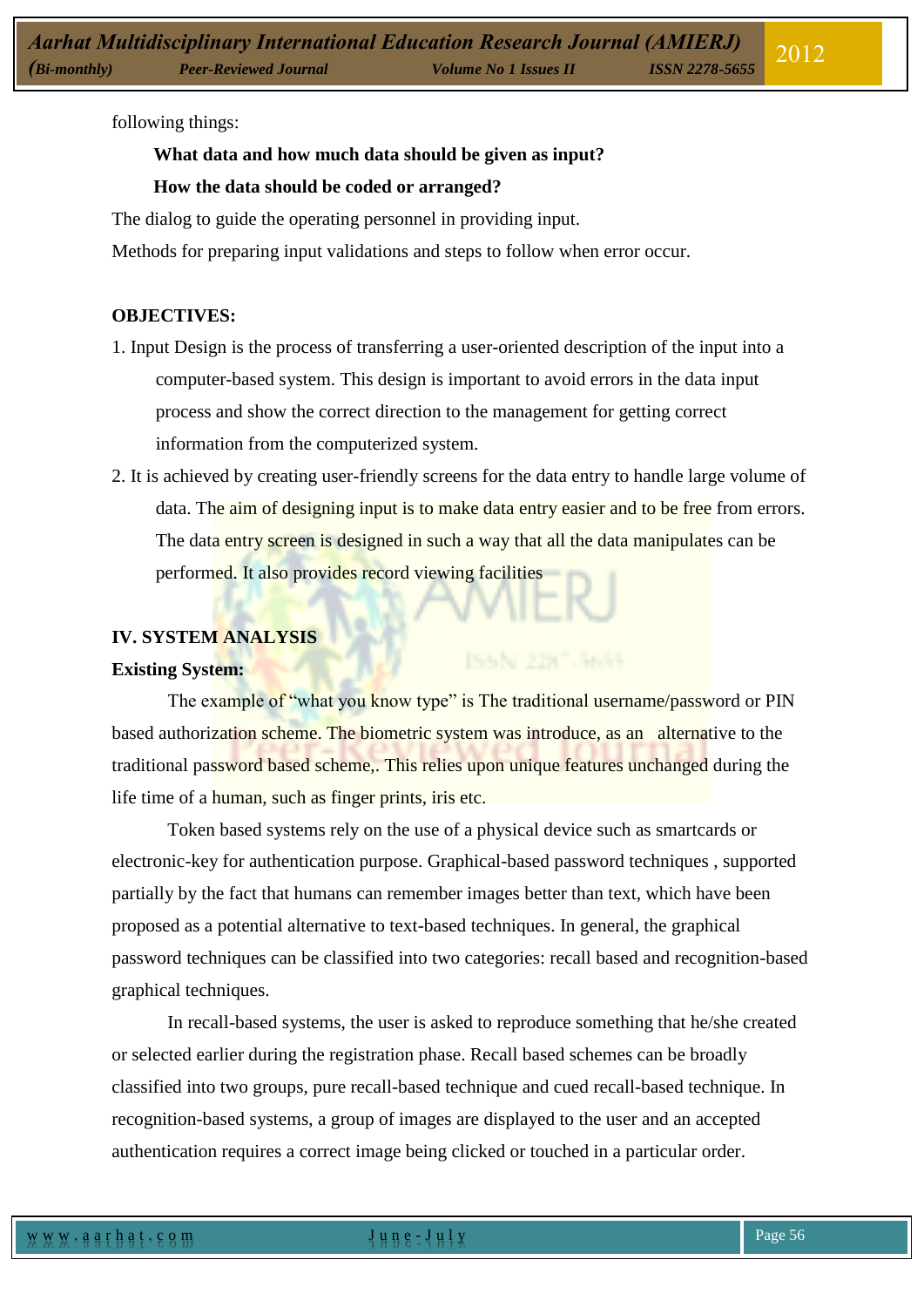following things:

**What data and how much data should be given as input?**

**How the data should be coded or arranged?**

The dialog to guide the operating personnel in providing input.

Methods for preparing input validations and steps to follow when error occur.

**OBJECTIVES:**

1. Input Design is the process of transferring a user-oriented description of the input into a computer-based system. This design is important to avoid errors in the data input process and show the correct direction to the management for getting correct information from the computerized system.
2. It is achieved by creating user-friendly screens for the data entry to handle large volume of data. The aim of designing input is to make data entry easier and to be free from errors. The data entry screen is designed in such a way that all the data manipulates can be performed. It also provides record viewing facilities

## IV. SYSTEM ANALYSIS

**Existing System:**

The example of "what you know type" is The traditional username/password or PIN based authorization scheme. The biometric system was introduce, as an alternative to the traditional password based scheme,. This relies upon unique features unchanged during the life time of a human, such as finger prints, iris etc.

Token based systems rely on the use of a physical device such as smartcards or electronic-key for authentication purpose. Graphical-based password techniques , supported partially by the fact that humans can remember images better than text, which have been proposed as a potential alternative to text-based techniques. In general, the graphical password techniques can be classified into two categories: recall based and recognition-based graphical techniques.

In recall-based systems, the user is asked to reproduce something that he/she created or selected earlier during the registration phase. Recall based schemes can be broadly classified into two groups, pure recall-based technique and cued recall-based technique. In recognition-based systems, a group of images are displayed to the user and an accepted authentication requires a correct image being clicked or touched in a particular order.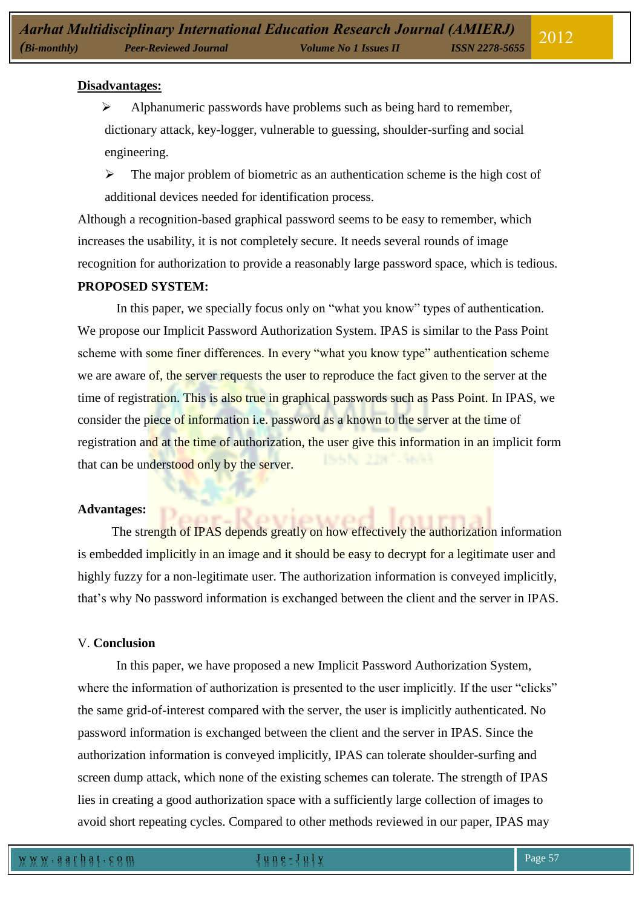**Disadvantages:**

- Alphanumeric passwords have problems such as being hard to remember, dictionary attack, key-logger, vulnerable to guessing, shoulder-surfing and social engineering.
- The major problem of biometric as an authentication scheme is the high cost of additional devices needed for identification process.

Although a recognition-based graphical password seems to be easy to remember, which increases the usability, it is not completely secure. It needs several rounds of image recognition for authorization to provide a reasonably large password space, which is tedious.

**PROPOSED SYSTEM:**

In this paper, we specially focus only on "what you know" types of authentication. We propose our Implicit Password Authorization System. IPAS is similar to the Pass Point scheme with some finer differences. In every "what you know type" authentication scheme we are aware of, the server requests the user to reproduce the fact given to the server at the time of registration. This is also true in graphical passwords such as Pass Point. In IPAS, we consider the piece of information i.e. password as a known to the server at the time of registration and at the time of authorization, the user give this information in an implicit form that can be understood only by the server.

**Advantages:**

The strength of IPAS depends greatly on how effectively the authorization information is embedded implicitly in an image and it should be easy to decrypt for a legitimate user and highly fuzzy for a non-legitimate user. The authorization information is conveyed implicitly, that's why No password information is exchanged between the client and the server in IPAS.

V. **Conclusion**

In this paper, we have proposed a new Implicit Password Authorization System, where the information of authorization is presented to the user implicitly. If the user "clicks" the same grid-of-interest compared with the server, the user is implicitly authenticated. No password information is exchanged between the client and the server in IPAS. Since the authorization information is conveyed implicitly, IPAS can tolerate shoulder-surfing and screen dump attack, which none of the existing schemes can tolerate. The strength of IPAS lies in creating a good authorization space with a sufficiently large collection of images to avoid short repeating cycles. Compared to other methods reviewed in our paper, IPAS may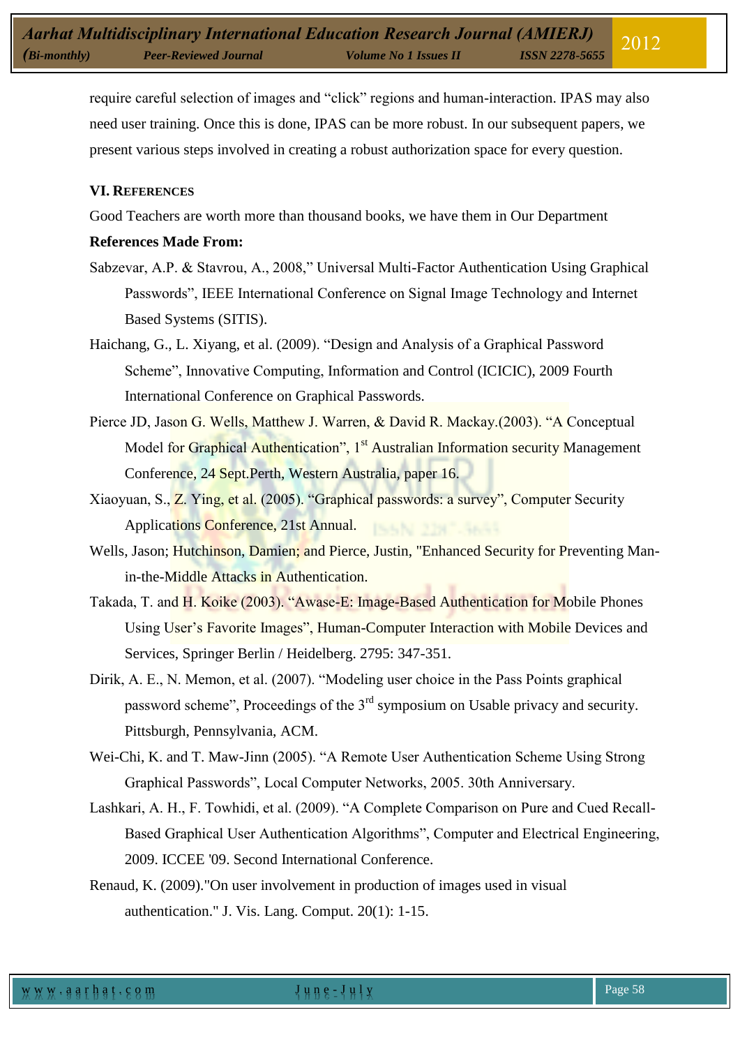require careful selection of images and "click" regions and human-interaction. IPAS may also need user training. Once this is done, IPAS can be more robust. In our subsequent papers, we present various steps involved in creating a robust authorization space for every question.

## VI. REFERENCES

Good Teachers are worth more than thousand books, we have them in Our Department

**References Made From:**

Sabzevar, A.P. & Stavrou, A., 2008," Universal Multi-Factor Authentication Using Graphical Passwords", IEEE International Conference on Signal Image Technology and Internet Based Systems (SITIS).

Haichang, G., L. Xiyang, et al. (2009). "Design and Analysis of a Graphical Password Scheme", Innovative Computing, Information and Control (ICICIC), 2009 Fourth International Conference on Graphical Passwords.

Pierce JD, Jason G. Wells, Matthew J. Warren, & David R. Mackay.(2003). "A Conceptual Model for Graphical Authentication", 1st Australian Information security Management Conference, 24 Sept.Perth, Western Australia, paper 16.

Xiaoyuan, S., Z. Ying, et al. (2005). "Graphical passwords: a survey", Computer Security Applications Conference, 21st Annual.

Wells, Jason; Hutchinson, Damien; and Pierce, Justin, "Enhanced Security for Preventing Man-in-the-Middle Attacks in Authentication.

Takada, T. and H. Koike (2003). "Awase-E: Image-Based Authentication for Mobile Phones Using User's Favorite Images", Human-Computer Interaction with Mobile Devices and Services, Springer Berlin / Heidelberg. 2795: 347-351.

Dirik, A. E., N. Memon, et al. (2007). "Modeling user choice in the Pass Points graphical password scheme", Proceedings of the 3rd symposium on Usable privacy and security. Pittsburgh, Pennsylvania, ACM.

Wei-Chi, K. and T. Maw-Jinn (2005). "A Remote User Authentication Scheme Using Strong Graphical Passwords", Local Computer Networks, 2005. 30th Anniversary.

Lashkari, A. H., F. Towhidi, et al. (2009). "A Complete Comparison on Pure and Cued Recall-Based Graphical User Authentication Algorithms", Computer and Electrical Engineering, 2009. ICCEE '09. Second International Conference.

Renaud, K. (2009)."On user involvement in production of images used in visual authentication." J. Vis. Lang. Comput. 20(1): 1-15.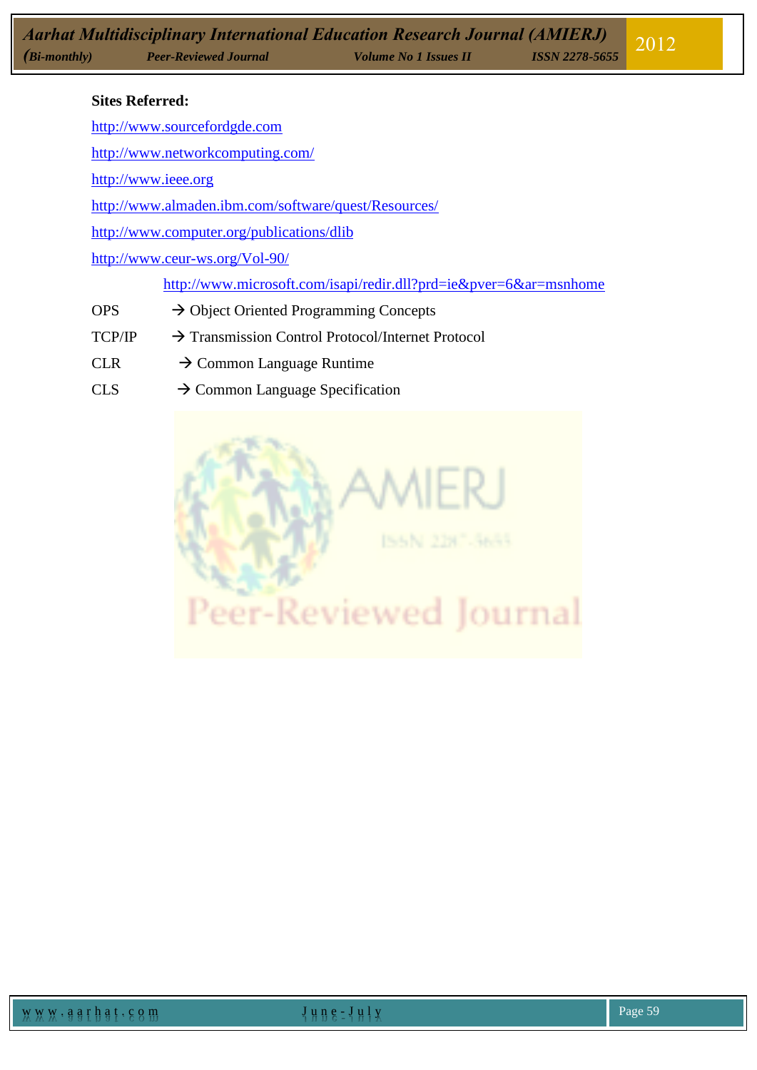**Sites Referred:**

http://www.sourcefordgde.com

http://www.networkcomputing.com/

http://www.ieee.org

http://www.almaden.ibm.com/software/quest/Resources/

http://www.computer.org/publications/dlib

http://www.ceur-ws.org/Vol-90/

http://www.microsoft.com/isapi/redir.dll?prd=ie&pver=6&ar=msnhome

OPS → Object Oriented Programming Concepts

TCP/IP → Transmission Control Protocol/Internet Protocol

CLR → Common Language Runtime

CLS → Common Language Specification